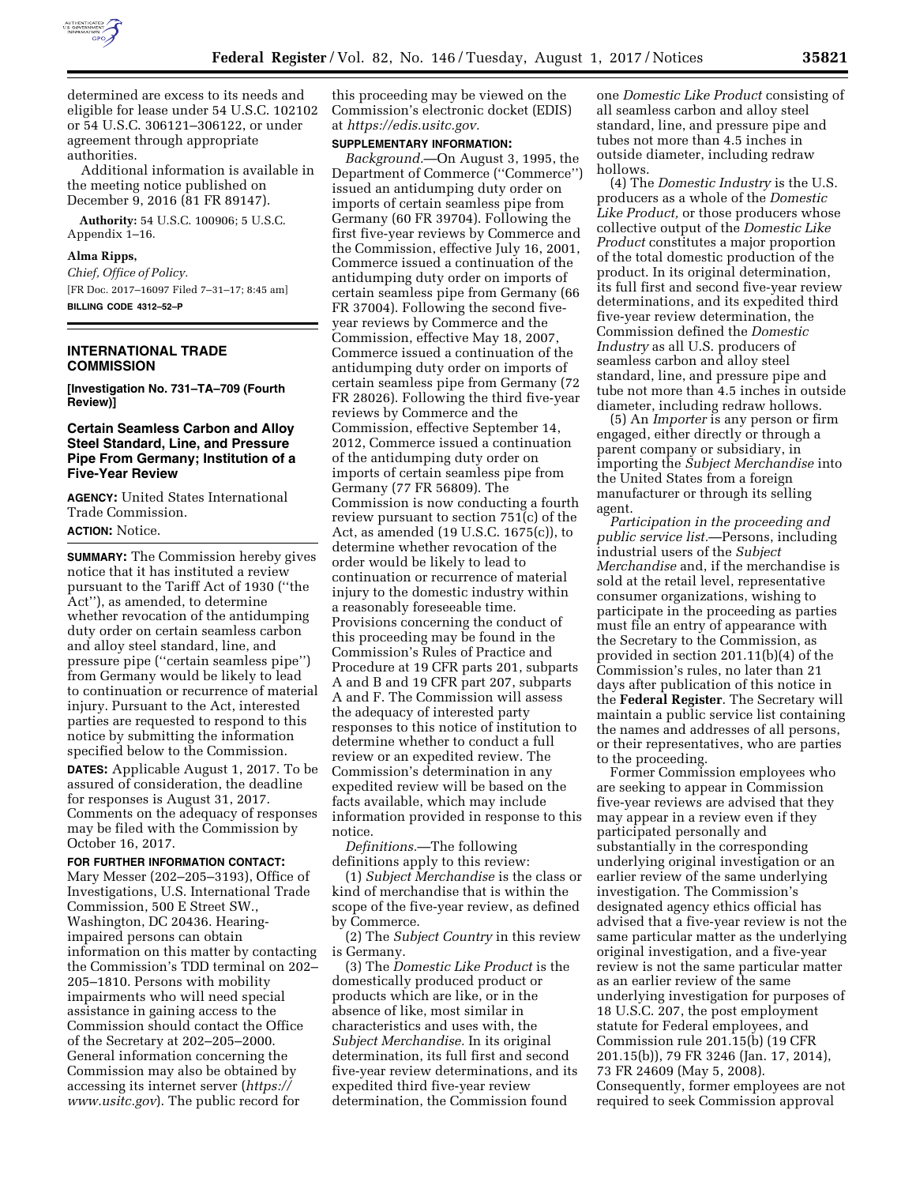determined are excess to its needs and eligible for lease under 54 U.S.C. 102102 or 54 U.S.C. 306121–306122, or under agreement through appropriate authorities.

Additional information is available in the meeting notice published on December 9, 2016 (81 FR 89147).

**Authority:** 54 U.S.C. 100906; 5 U.S.C. Appendix 1–16.

**Alma Ripps,**

*Chief, Office of Policy.*

[FR Doc. 2017–16097 Filed 7–31–17; 8:45 am]

**BILLING CODE 4312–52–P**

## INTERNATIONAL TRADE COMMISSION

**[Investigation No. 731–TA–709 (Fourth Review)]**

### Certain Seamless Carbon and Alloy Steel Standard, Line, and Pressure Pipe From Germany; Institution of a Five-Year Review

**AGENCY:** United States International Trade Commission.

**ACTION:** Notice.

**SUMMARY:** The Commission hereby gives notice that it has instituted a review pursuant to the Tariff Act of 1930 (''the Act''), as amended, to determine whether revocation of the antidumping duty order on certain seamless carbon and alloy steel standard, line, and pressure pipe (''certain seamless pipe'') from Germany would be likely to lead to continuation or recurrence of material injury. Pursuant to the Act, interested parties are requested to respond to this notice by submitting the information specified below to the Commission.

**DATES:** Applicable August 1, 2017. To be assured of consideration, the deadline for responses is August 31, 2017. Comments on the adequacy of responses may be filed with the Commission by October 16, 2017.

**FOR FURTHER INFORMATION CONTACT:** Mary Messer (202–205–3193), Office of Investigations, U.S. International Trade Commission, 500 E Street SW., Washington, DC 20436. Hearing-impaired persons can obtain information on this matter by contacting the Commission's TDD terminal on 202–205–1810. Persons with mobility impairments who will need special assistance in gaining access to the Commission should contact the Office of the Secretary at 202–205–2000. General information concerning the Commission may also be obtained by accessing its internet server (*https://www.usitc.gov*). The public record for this proceeding may be viewed on the Commission's electronic docket (EDIS) at *https://edis.usitc.gov.*

**SUPPLEMENTARY INFORMATION:**

*Background.*—On August 3, 1995, the Department of Commerce (''Commerce'') issued an antidumping duty order on imports of certain seamless pipe from Germany (60 FR 39704). Following the first five-year reviews by Commerce and the Commission, effective July 16, 2001, Commerce issued a continuation of the antidumping duty order on imports of certain seamless pipe from Germany (66 FR 37004). Following the second five-year reviews by Commerce and the Commission, effective May 18, 2007, Commerce issued a continuation of the antidumping duty order on imports of certain seamless pipe from Germany (72 FR 28026). Following the third five-year reviews by Commerce and the Commission, effective September 14, 2012, Commerce issued a continuation of the antidumping duty order on imports of certain seamless pipe from Germany (77 FR 56809). The Commission is now conducting a fourth review pursuant to section 751(c) of the Act, as amended (19 U.S.C. 1675(c)), to determine whether revocation of the order would be likely to lead to continuation or recurrence of material injury to the domestic industry within a reasonably foreseeable time. Provisions concerning the conduct of this proceeding may be found in the Commission's Rules of Practice and Procedure at 19 CFR parts 201, subparts A and B and 19 CFR part 207, subparts A and F. The Commission will assess the adequacy of interested party responses to this notice of institution to determine whether to conduct a full review or an expedited review. The Commission's determination in any expedited review will be based on the facts available, which may include information provided in response to this notice.

*Definitions.*—The following definitions apply to this review:

(1) *Subject Merchandise* is the class or kind of merchandise that is within the scope of the five-year review, as defined by Commerce.

(2) The *Subject Country* in this review is Germany.

(3) The *Domestic Like Product* is the domestically produced product or products which are like, or in the absence of like, most similar in characteristics and uses with, the *Subject Merchandise.* In its original determination, its full first and second five-year review determinations, and its expedited third five-year review determination, the Commission found one *Domestic Like Product* consisting of all seamless carbon and alloy steel standard, line, and pressure pipe and tubes not more than 4.5 inches in outside diameter, including redraw hollows.

(4) The *Domestic Industry* is the U.S. producers as a whole of the *Domestic Like Product,* or those producers whose collective output of the *Domestic Like Product* constitutes a major proportion of the total domestic production of the product. In its original determination, its full first and second five-year review determinations, and its expedited third five-year review determination, the Commission defined the *Domestic Industry* as all U.S. producers of seamless carbon and alloy steel standard, line, and pressure pipe and tube not more than 4.5 inches in outside diameter, including redraw hollows.

(5) An *Importer* is any person or firm engaged, either directly or through a parent company or subsidiary, in importing the *Subject Merchandise* into the United States from a foreign manufacturer or through its selling agent.

*Participation in the proceeding and public service list.*—Persons, including industrial users of the *Subject Merchandise* and, if the merchandise is sold at the retail level, representative consumer organizations, wishing to participate in the proceeding as parties must file an entry of appearance with the Secretary to the Commission, as provided in section 201.11(b)(4) of the Commission's rules, no later than 21 days after publication of this notice in the **Federal Register**. The Secretary will maintain a public service list containing the names and addresses of all persons, or their representatives, who are parties to the proceeding.

Former Commission employees who are seeking to appear in Commission five-year reviews are advised that they may appear in a review even if they participated personally and substantially in the corresponding underlying original investigation or an earlier review of the same underlying investigation. The Commission's designated agency ethics official has advised that a five-year review is not the same particular matter as the underlying original investigation, and a five-year review is not the same particular matter as an earlier review of the same underlying investigation for purposes of 18 U.S.C. 207, the post employment statute for Federal employees, and Commission rule 201.15(b) (19 CFR 201.15(b)), 79 FR 3246 (Jan. 17, 2014), 73 FR 24609 (May 5, 2008). Consequently, former employees are not required to seek Commission approval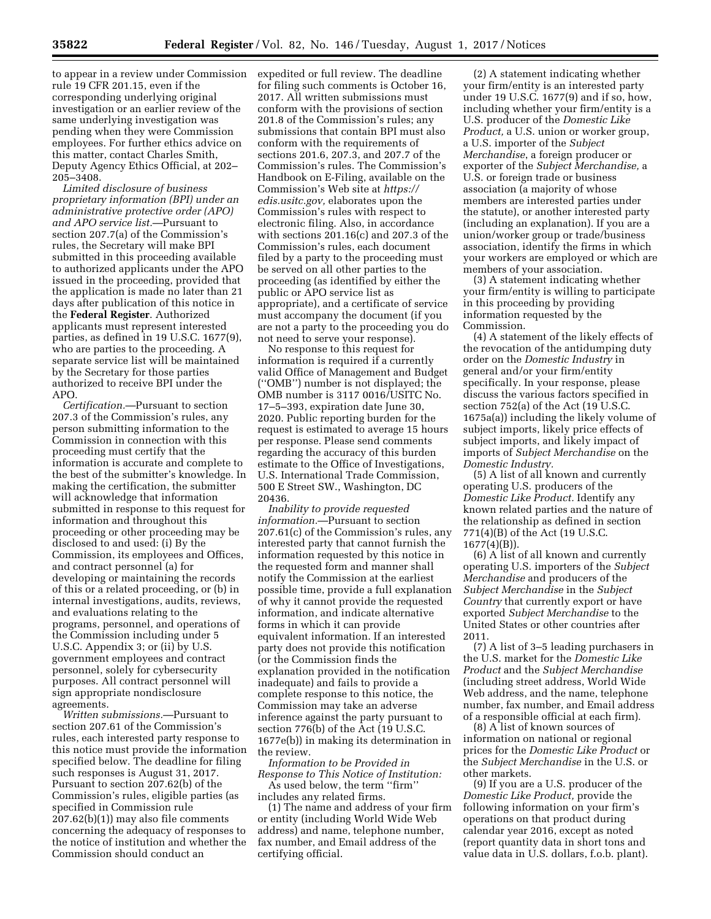to appear in a review under Commission rule 19 CFR 201.15, even if the corresponding underlying original investigation or an earlier review of the same underlying investigation was pending when they were Commission employees. For further ethics advice on this matter, contact Charles Smith, Deputy Agency Ethics Official, at 202–205–3408.

*Limited disclosure of business proprietary information (BPI) under an administrative protective order (APO) and APO service list.*—Pursuant to section 207.7(a) of the Commission's rules, the Secretary will make BPI submitted in this proceeding available to authorized applicants under the APO issued in the proceeding, provided that the application is made no later than 21 days after publication of this notice in the **Federal Register**. Authorized applicants must represent interested parties, as defined in 19 U.S.C. 1677(9), who are parties to the proceeding. A separate service list will be maintained by the Secretary for those parties authorized to receive BPI under the APO.

*Certification.*—Pursuant to section 207.3 of the Commission's rules, any person submitting information to the Commission in connection with this proceeding must certify that the information is accurate and complete to the best of the submitter's knowledge. In making the certification, the submitter will acknowledge that information submitted in response to this request for information and throughout this proceeding or other proceeding may be disclosed to and used: (i) By the Commission, its employees and Offices, and contract personnel (a) for developing or maintaining the records of this or a related proceeding, or (b) in internal investigations, audits, reviews, and evaluations relating to the programs, personnel, and operations of the Commission including under 5 U.S.C. Appendix 3; or (ii) by U.S. government employees and contract personnel, solely for cybersecurity purposes. All contract personnel will sign appropriate nondisclosure agreements.

*Written submissions.*—Pursuant to section 207.61 of the Commission's rules, each interested party response to this notice must provide the information specified below. The deadline for filing such responses is August 31, 2017. Pursuant to section 207.62(b) of the Commission's rules, eligible parties (as specified in Commission rule 207.62(b)(1)) may also file comments concerning the adequacy of responses to the notice of institution and whether the Commission should conduct an expedited or full review. The deadline for filing such comments is October 16, 2017. All written submissions must conform with the provisions of section 201.8 of the Commission's rules; any submissions that contain BPI must also conform with the requirements of sections 201.6, 207.3, and 207.7 of the Commission's rules. The Commission's Handbook on E-Filing, available on the Commission's Web site at *https://edis.usitc.gov,* elaborates upon the Commission's rules with respect to electronic filing. Also, in accordance with sections 201.16(c) and 207.3 of the Commission's rules, each document filed by a party to the proceeding must be served on all other parties to the proceeding (as identified by either the public or APO service list as appropriate), and a certificate of service must accompany the document (if you are not a party to the proceeding you do not need to serve your response).

No response to this request for information is required if a currently valid Office of Management and Budget (''OMB'') number is not displayed; the OMB number is 3117 0016/USITC No. 17–5–393, expiration date June 30, 2020. Public reporting burden for the request is estimated to average 15 hours per response. Please send comments regarding the accuracy of this burden estimate to the Office of Investigations, U.S. International Trade Commission, 500 E Street SW., Washington, DC 20436.

*Inability to provide requested information.*—Pursuant to section 207.61(c) of the Commission's rules, any interested party that cannot furnish the information requested by this notice in the requested form and manner shall notify the Commission at the earliest possible time, provide a full explanation of why it cannot provide the requested information, and indicate alternative forms in which it can provide equivalent information. If an interested party does not provide this notification (or the Commission finds the explanation provided in the notification inadequate) and fails to provide a complete response to this notice, the Commission may take an adverse inference against the party pursuant to section 776(b) of the Act (19 U.S.C. 1677e(b)) in making its determination in the review.

*Information to be Provided in Response to This Notice of Institution:*

As used below, the term ''firm'' includes any related firms.

(1) The name and address of your firm or entity (including World Wide Web address) and name, telephone number, fax number, and Email address of the certifying official.

(2) A statement indicating whether your firm/entity is an interested party under 19 U.S.C. 1677(9) and if so, how, including whether your firm/entity is a U.S. producer of the *Domestic Like Product,* a U.S. union or worker group, a U.S. importer of the *Subject Merchandise*, a foreign producer or exporter of the *Subject Merchandise,* a U.S. or foreign trade or business association (a majority of whose members are interested parties under the statute), or another interested party (including an explanation). If you are a union/worker group or trade/business association, identify the firms in which your workers are employed or which are members of your association.

(3) A statement indicating whether your firm/entity is willing to participate in this proceeding by providing information requested by the Commission.

(4) A statement of the likely effects of the revocation of the antidumping duty order on the *Domestic Industry* in general and/or your firm/entity specifically. In your response, please discuss the various factors specified in section 752(a) of the Act (19 U.S.C. 1675a(a)) including the likely volume of subject imports, likely price effects of subject imports, and likely impact of imports of *Subject Merchandise* on the *Domestic Industry.*

(5) A list of all known and currently operating U.S. producers of the *Domestic Like Product.* Identify any known related parties and the nature of the relationship as defined in section 771(4)(B) of the Act (19 U.S.C. 1677(4)(B)).

(6) A list of all known and currently operating U.S. importers of the *Subject Merchandise* and producers of the *Subject Merchandise* in the *Subject Country* that currently export or have exported *Subject Merchandise* to the United States or other countries after 2011.

(7) A list of 3–5 leading purchasers in the U.S. market for the *Domestic Like Product* and the *Subject Merchandise* (including street address, World Wide Web address, and the name, telephone number, fax number, and Email address of a responsible official at each firm).

(8) A list of known sources of information on national or regional prices for the *Domestic Like Product* or the *Subject Merchandise* in the U.S. or other markets.

(9) If you are a U.S. producer of the *Domestic Like Product,* provide the following information on your firm's operations on that product during calendar year 2016, except as noted (report quantity data in short tons and value data in U.S. dollars, f.o.b. plant).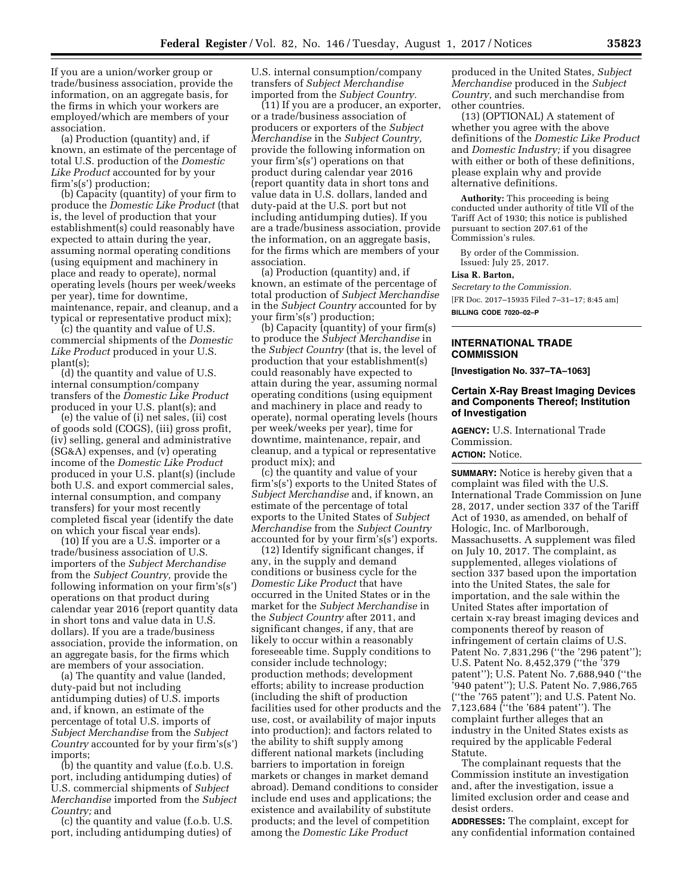If you are a union/worker group or trade/business association, provide the information, on an aggregate basis, for the firms in which your workers are employed/which are members of your association.

(a) Production (quantity) and, if known, an estimate of the percentage of total U.S. production of the *Domestic Like Product* accounted for by your firm's(s') production;

(b) Capacity (quantity) of your firm to produce the *Domestic Like Product* (that is, the level of production that your establishment(s) could reasonably have expected to attain during the year, assuming normal operating conditions (using equipment and machinery in place and ready to operate), normal operating levels (hours per week/weeks per year), time for downtime, maintenance, repair, and cleanup, and a typical or representative product mix);

(c) the quantity and value of U.S. commercial shipments of the *Domestic Like Product* produced in your U.S. plant(s);

(d) the quantity and value of U.S. internal consumption/company transfers of the *Domestic Like Product* produced in your U.S. plant(s); and

(e) the value of (i) net sales, (ii) cost of goods sold (COGS), (iii) gross profit, (iv) selling, general and administrative (SG&A) expenses, and (v) operating income of the *Domestic Like Product* produced in your U.S. plant(s) (include both U.S. and export commercial sales, internal consumption, and company transfers) for your most recently completed fiscal year (identify the date on which your fiscal year ends).

(10) If you are a U.S. importer or a trade/business association of U.S. importers of the *Subject Merchandise* from the *Subject Country,* provide the following information on your firm's(s') operations on that product during calendar year 2016 (report quantity data in short tons and value data in U.S. dollars). If you are a trade/business association, provide the information, on an aggregate basis, for the firms which are members of your association.

(a) The quantity and value (landed, duty-paid but not including antidumping duties) of U.S. imports and, if known, an estimate of the percentage of total U.S. imports of *Subject Merchandise* from the *Subject Country* accounted for by your firm's(s') imports;

(b) the quantity and value (f.o.b. U.S. port, including antidumping duties) of U.S. commercial shipments of *Subject Merchandise* imported from the *Subject Country;* and

(c) the quantity and value (f.o.b. U.S. port, including antidumping duties) of U.S. internal consumption/company transfers of *Subject Merchandise* imported from the *Subject Country.*

(11) If you are a producer, an exporter, or a trade/business association of producers or exporters of the *Subject Merchandise* in the *Subject Country,* provide the following information on your firm's(s') operations on that product during calendar year 2016 (report quantity data in short tons and value data in U.S. dollars, landed and duty-paid at the U.S. port but not including antidumping duties). If you are a trade/business association, provide the information, on an aggregate basis, for the firms which are members of your association.

(a) Production (quantity) and, if known, an estimate of the percentage of total production of *Subject Merchandise* in the *Subject Country* accounted for by your firm's(s') production;

(b) Capacity (quantity) of your firm(s) to produce the *Subject Merchandise* in the *Subject Country* (that is, the level of production that your establishment(s) could reasonably have expected to attain during the year, assuming normal operating conditions (using equipment and machinery in place and ready to operate), normal operating levels (hours per week/weeks per year), time for downtime, maintenance, repair, and cleanup, and a typical or representative product mix); and

(c) the quantity and value of your firm's(s') exports to the United States of *Subject Merchandise* and, if known, an estimate of the percentage of total exports to the United States of *Subject Merchandise* from the *Subject Country* accounted for by your firm's(s') exports.

(12) Identify significant changes, if any, in the supply and demand conditions or business cycle for the *Domestic Like Product* that have occurred in the United States or in the market for the *Subject Merchandise* in the *Subject Country* after 2011, and significant changes, if any, that are likely to occur within a reasonably foreseeable time. Supply conditions to consider include technology; production methods; development efforts; ability to increase production (including the shift of production facilities used for other products and the use, cost, or availability of major inputs into production); and factors related to the ability to shift supply among different national markets (including barriers to importation in foreign markets or changes in market demand abroad). Demand conditions to consider include end uses and applications; the existence and availability of substitute products; and the level of competition among the *Domestic Like Product* produced in the United States, *Subject Merchandise* produced in the *Subject Country,* and such merchandise from other countries.

(13) (OPTIONAL) A statement of whether you agree with the above definitions of the *Domestic Like Product* and *Domestic Industry;* if you disagree with either or both of these definitions, please explain why and provide alternative definitions.

**Authority:** This proceeding is being conducted under authority of title VII of the Tariff Act of 1930; this notice is published pursuant to section 207.61 of the Commission's rules.

By order of the Commission.

Issued: July 25, 2017.

**Lisa R. Barton,**

*Secretary to the Commission.*

[FR Doc. 2017–15935 Filed 7–31–17; 8:45 am]

**BILLING CODE 7020–02–P**

---

## INTERNATIONAL TRADE COMMISSION

**[Investigation No. 337–TA–1063]**

### Certain X-Ray Breast Imaging Devices and Components Thereof; Institution of Investigation

**AGENCY:** U.S. International Trade Commission.

**ACTION:** Notice.

**SUMMARY:** Notice is hereby given that a complaint was filed with the U.S. International Trade Commission on June 28, 2017, under section 337 of the Tariff Act of 1930, as amended, on behalf of Hologic, Inc. of Marlborough, Massachusetts. A supplement was filed on July 10, 2017. The complaint, as supplemented, alleges violations of section 337 based upon the importation into the United States, the sale for importation, and the sale within the United States after importation of certain x-ray breast imaging devices and components thereof by reason of infringement of certain claims of U.S. Patent No. 7,831,296 (''the '296 patent''); U.S. Patent No. 8,452,379 (''the '379 patent''); U.S. Patent No. 7,688,940 (''the '940 patent''); U.S. Patent No. 7,986,765 (''the '765 patent''); and U.S. Patent No. 7,123,684 (''the '684 patent''). The complaint further alleges that an industry in the United States exists as required by the applicable Federal Statute.

The complainant requests that the Commission institute an investigation and, after the investigation, issue a limited exclusion order and cease and desist orders.

**ADDRESSES:** The complaint, except for any confidential information contained